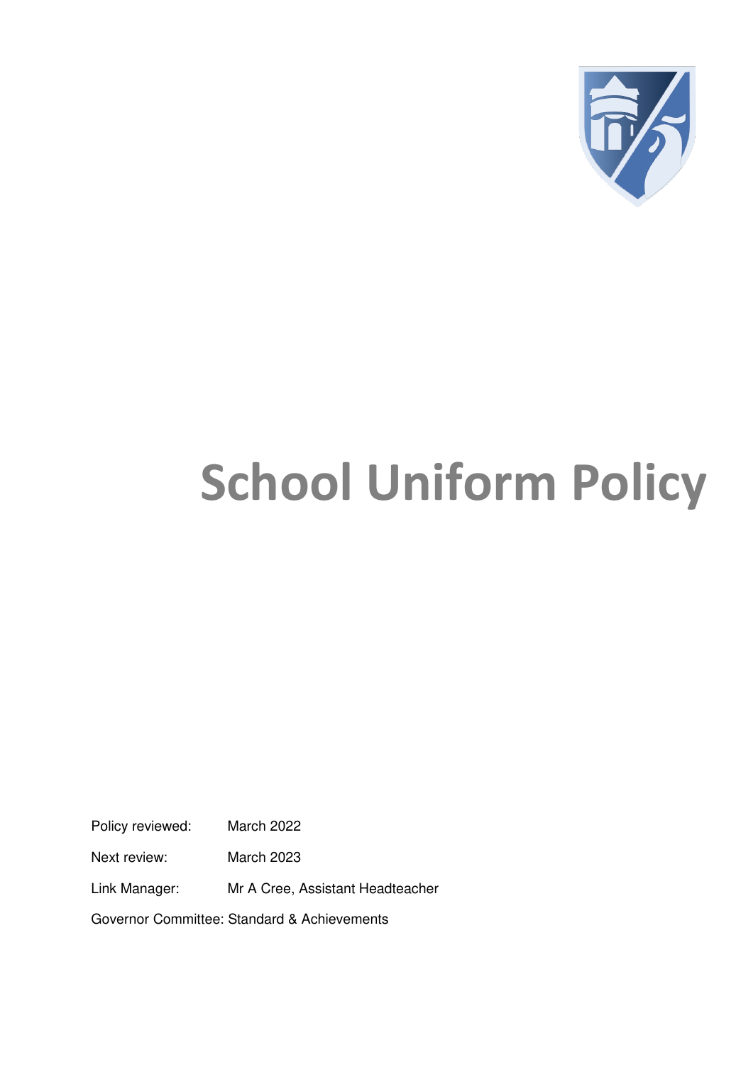# School Uniform Policy

Policy reviewed: March 2022

Next review: March 2023

Link Manager: Mr A Cree, Assistant Headteacher

Governor Committee: Standard & Achievements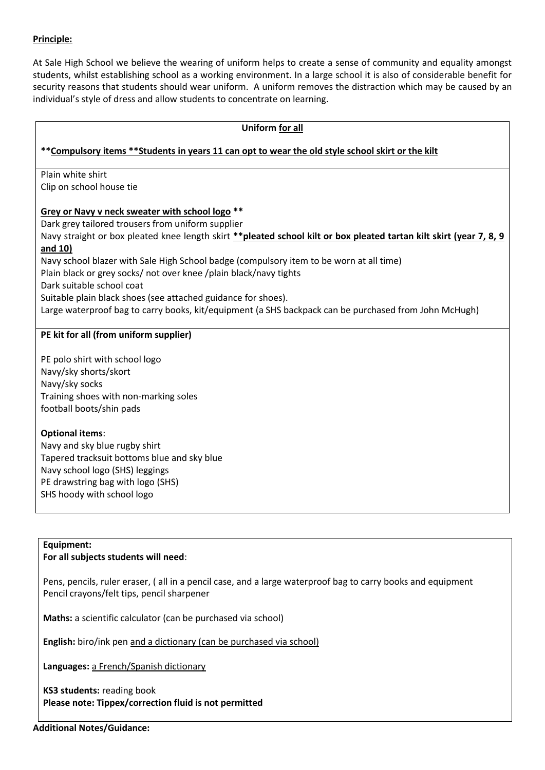**Principle:**

At Sale High School we believe the wearing of uniform helps to create a sense of community and equality amongst students, whilst establishing school as a working environment. In a large school it is also of considerable benefit for security reasons that students should wear uniform. A uniform removes the distraction which may be caused by an individual's style of dress and allow students to concentrate on learning.

**Uniform for all**

****Compulsory items ****Students in years 11 can opt to wear the old style school skirt or the kilt**

Plain white shirt
Clip on school house tie

**Grey or Navy v neck sweater with school logo** **
Dark grey tailored trousers from uniform supplier
Navy straight or box pleated knee length skirt ****pleated school kilt or box pleated tartan kilt skirt (year 7, 8, 9 and 10)**
Navy school blazer with Sale High School badge (compulsory item to be worn at all time)
Plain black or grey socks/ not over knee /plain black/navy tights
Dark suitable school coat
Suitable plain black shoes (see attached guidance for shoes).
Large waterproof bag to carry books, kit/equipment (a SHS backpack can be purchased from John McHugh)

**PE kit for all (from uniform supplier)**

PE polo shirt with school logo
Navy/sky shorts/skort
Navy/sky socks
Training shoes with non-marking soles
football boots/shin pads

**Optional items**:
Navy and sky blue rugby shirt
Tapered tracksuit bottoms blue and sky blue
Navy school logo (SHS) leggings
PE drawstring bag with logo (SHS)
SHS hoody with school logo

**Equipment:**
**For all subjects students will need**:

Pens, pencils, ruler eraser, ( all in a pencil case, and a large waterproof bag to carry books and equipment
Pencil crayons/felt tips, pencil sharpener

**Maths:** a scientific calculator (can be purchased via school)

**English:** biro/ink pen and a dictionary (can be purchased via school)

**Languages:** a French/Spanish dictionary

**KS3 students:** reading book
**Please note: Tippex/correction fluid is not permitted**

**Additional Notes/Guidance:**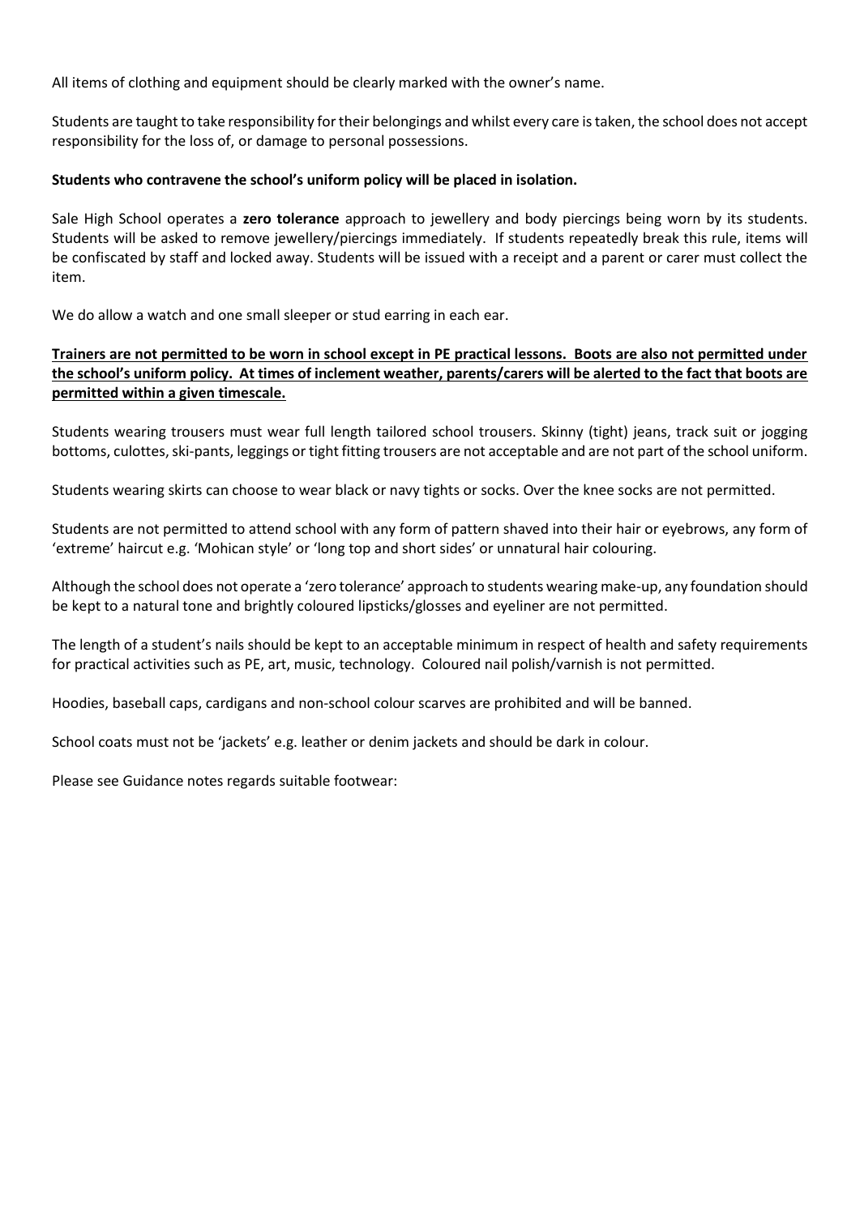All items of clothing and equipment should be clearly marked with the owner's name.

Students are taught to take responsibility for their belongings and whilst every care is taken, the school does not accept responsibility for the loss of, or damage to personal possessions.

**Students who contravene the school's uniform policy will be placed in isolation.**

Sale High School operates a **zero tolerance** approach to jewellery and body piercings being worn by its students. Students will be asked to remove jewellery/piercings immediately. If students repeatedly break this rule, items will be confiscated by staff and locked away. Students will be issued with a receipt and a parent or carer must collect the item.

We do allow a watch and one small sleeper or stud earring in each ear.

<u>**Trainers are not permitted to be worn in school except in PE practical lessons. Boots are also not permitted under the school's uniform policy. At times of inclement weather, parents/carers will be alerted to the fact that boots are permitted within a given timescale.**</u>

Students wearing trousers must wear full length tailored school trousers. Skinny (tight) jeans, track suit or jogging bottoms, culottes, ski-pants, leggings or tight fitting trousers are not acceptable and are not part of the school uniform.

Students wearing skirts can choose to wear black or navy tights or socks. Over the knee socks are not permitted.

Students are not permitted to attend school with any form of pattern shaved into their hair or eyebrows, any form of 'extreme' haircut e.g. 'Mohican style' or 'long top and short sides' or unnatural hair colouring.

Although the school does not operate a 'zero tolerance' approach to students wearing make-up, any foundation should be kept to a natural tone and brightly coloured lipsticks/glosses and eyeliner are not permitted.

The length of a student's nails should be kept to an acceptable minimum in respect of health and safety requirements for practical activities such as PE, art, music, technology. Coloured nail polish/varnish is not permitted.

Hoodies, baseball caps, cardigans and non-school colour scarves are prohibited and will be banned.

School coats must not be 'jackets' e.g. leather or denim jackets and should be dark in colour.

Please see Guidance notes regards suitable footwear: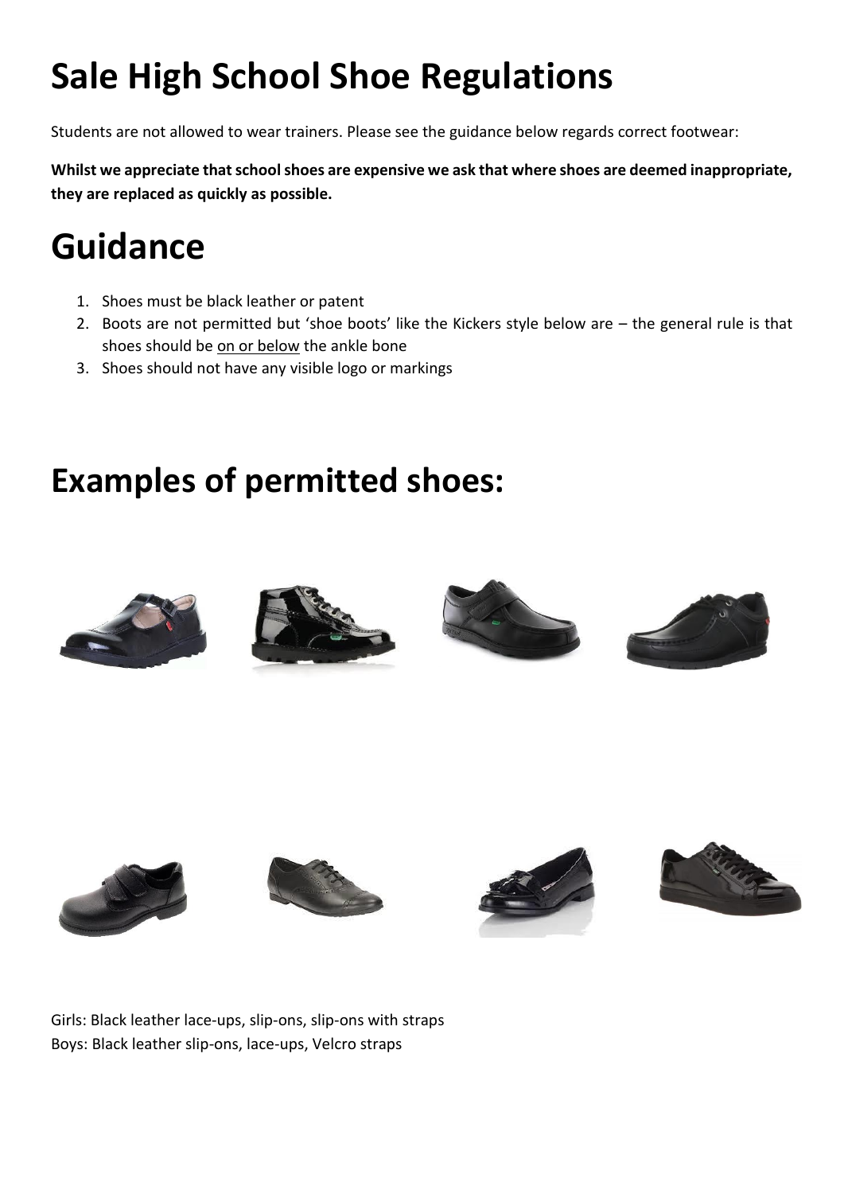# Sale High School Shoe Regulations

Students are not allowed to wear trainers. Please see the guidance below regards correct footwear:

**Whilst we appreciate that school shoes are expensive we ask that where shoes are deemed inappropriate, they are replaced as quickly as possible.**

# Guidance

1. Shoes must be black leather or patent
2. Boots are not permitted but 'shoe boots' like the Kickers style below are – the general rule is that shoes should be on or below the ankle bone
3. Shoes should not have any visible logo or markings

# Examples of permitted shoes:

Girls: Black leather lace-ups, slip-ons, slip-ons with straps
Boys: Black leather slip-ons, lace-ups, Velcro straps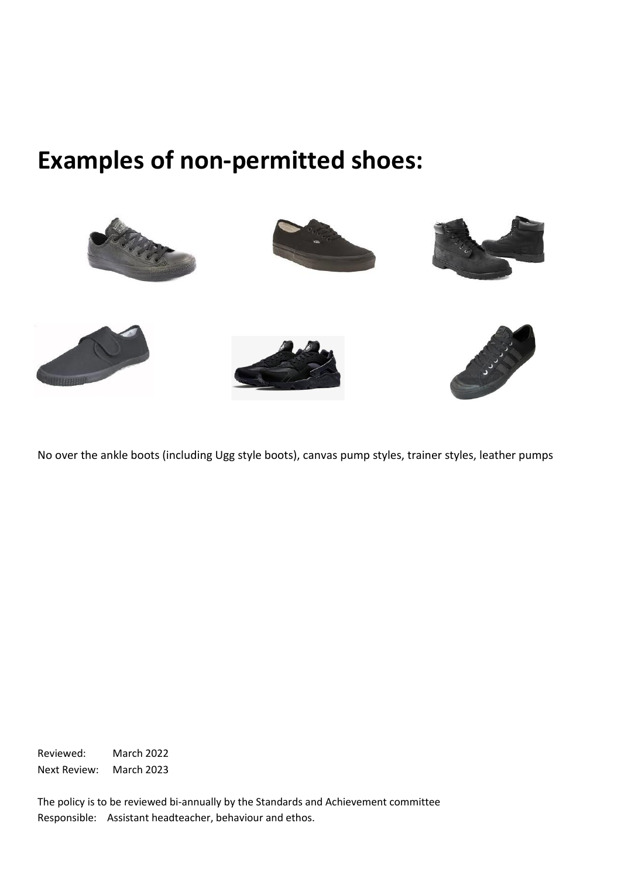# Examples of non-permitted shoes:

No over the ankle boots (including Ugg style boots), canvas pump styles, trainer styles, leather pumps

Reviewed: March 2022
Next Review: March 2023

The policy is to be reviewed bi-annually by the Standards and Achievement committee
Responsible: Assistant headteacher, behaviour and ethos.